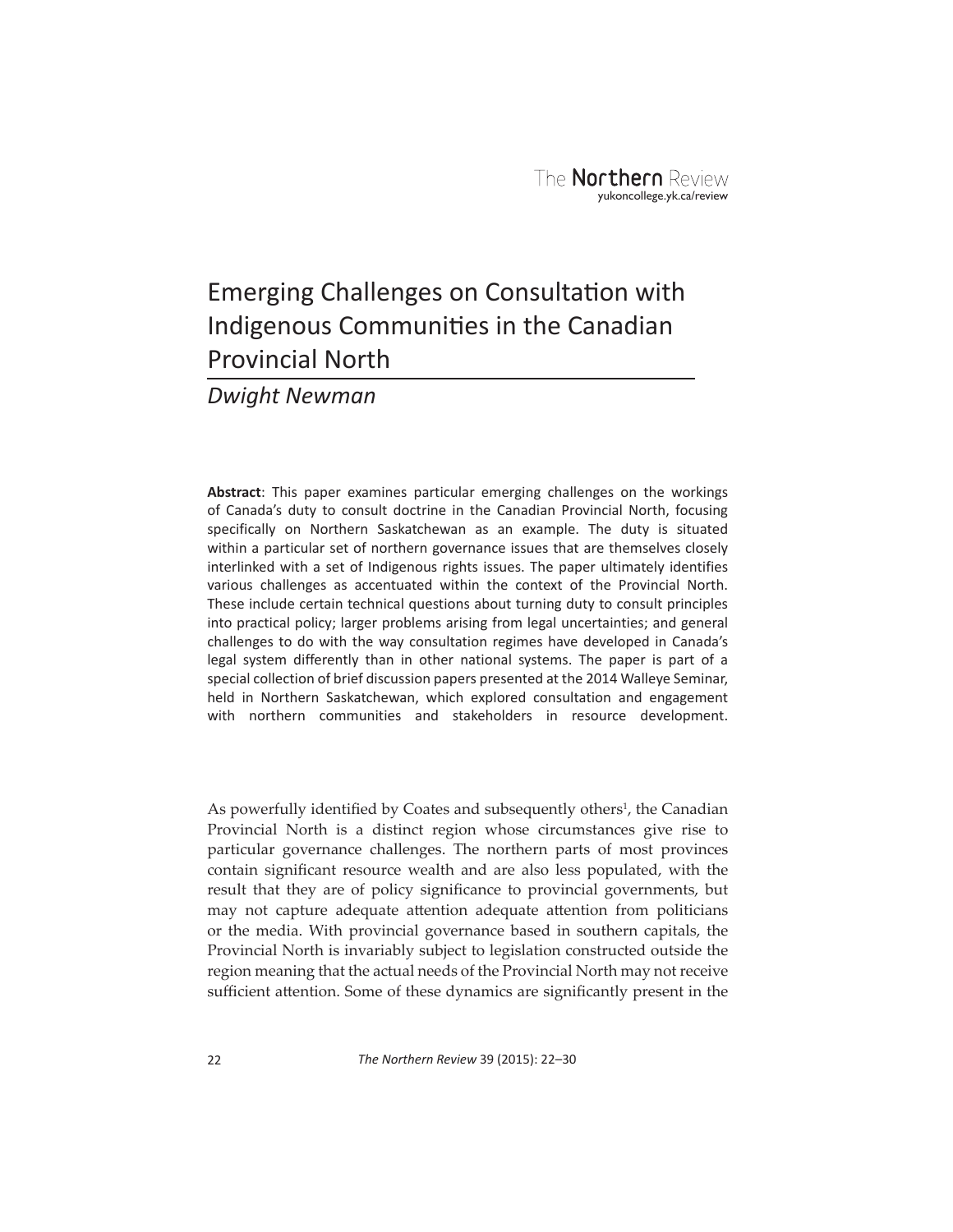# Emerging Challenges on Consultation with Indigenous Communities in the Canadian Provincial North

*Dwight Newman*

**Abstract**: This paper examines particular emerging challenges on the workings of Canada's duty to consult doctrine in the Canadian Provincial North, focusing specifically on Northern Saskatchewan as an example. The duty is situated within a particular set of northern governance issues that are themselves closely interlinked with a set of Indigenous rights issues. The paper ultimately identifies various challenges as accentuated within the context of the Provincial North. These include certain technical questions about turning duty to consult principles into practical policy; larger problems arising from legal uncertainties; and general challenges to do with the way consultation regimes have developed in Canada's legal system differently than in other national systems. The paper is part of a special collection of brief discussion papers presented at the 2014 Walleye Seminar, held in Northern Saskatchewan, which explored consultation and engagement with northern communities and stakeholders in resource development.

As powerfully identified by Coates and subsequently others[1], the Canadian Provincial North is a distinct region whose circumstances give rise to particular governance challenges. The northern parts of most provinces contain significant resource wealth and are also less populated, with the result that they are of policy significance to provincial governments, but may not capture adequate attention adequate attention from politicians or the media. With provincial governance based in southern capitals, the Provincial North is invariably subject to legislation constructed outside the region meaning that the actual needs of the Provincial North may not receive sufficient attention. Some of these dynamics are significantly present in the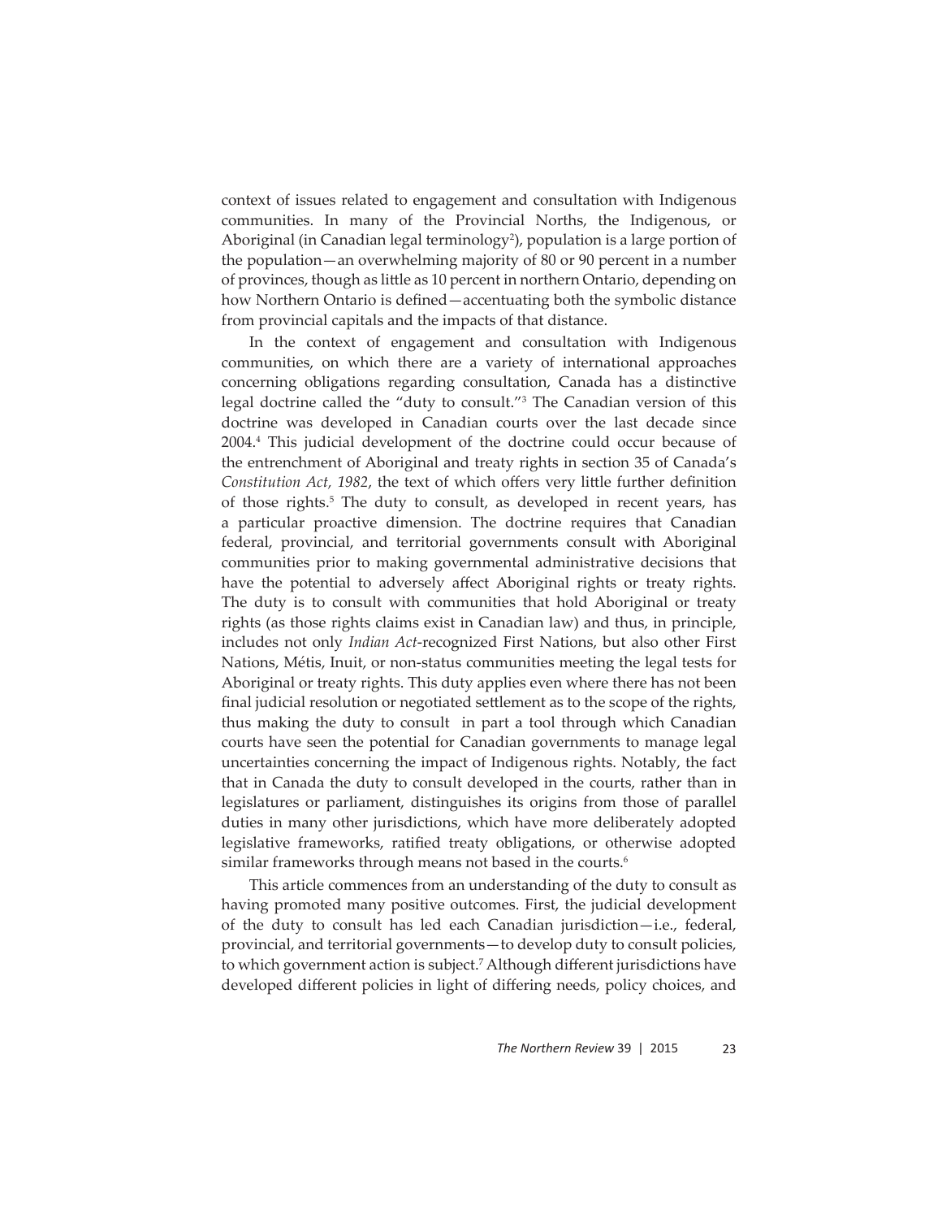context of issues related to engagement and consultation with Indigenous communities. In many of the Provincial Norths, the Indigenous, or Aboriginal (in Canadian legal terminology[2]), population is a large portion of the population—an overwhelming majority of 80 or 90 percent in a number of provinces, though as little as 10 percent in northern Ontario, depending on how Northern Ontario is defined—accentuating both the symbolic distance from provincial capitals and the impacts of that distance.

In the context of engagement and consultation with Indigenous communities, on which there are a variety of international approaches concerning obligations regarding consultation, Canada has a distinctive legal doctrine called the "duty to consult."[3] The Canadian version of this doctrine was developed in Canadian courts over the last decade since 2004.[4] This judicial development of the doctrine could occur because of the entrenchment of Aboriginal and treaty rights in section 35 of Canada's *Constitution Act, 1982*, the text of which offers very little further definition of those rights.[5] The duty to consult, as developed in recent years, has a particular proactive dimension. The doctrine requires that Canadian federal, provincial, and territorial governments consult with Aboriginal communities prior to making governmental administrative decisions that have the potential to adversely affect Aboriginal rights or treaty rights. The duty is to consult with communities that hold Aboriginal or treaty rights (as those rights claims exist in Canadian law) and thus, in principle, includes not only *Indian Act*-recognized First Nations, but also other First Nations, Métis, Inuit, or non-status communities meeting the legal tests for Aboriginal or treaty rights. This duty applies even where there has not been final judicial resolution or negotiated settlement as to the scope of the rights, thus making the duty to consult in part a tool through which Canadian courts have seen the potential for Canadian governments to manage legal uncertainties concerning the impact of Indigenous rights. Notably, the fact that in Canada the duty to consult developed in the courts, rather than in legislatures or parliament, distinguishes its origins from those of parallel duties in many other jurisdictions, which have more deliberately adopted legislative frameworks, ratified treaty obligations, or otherwise adopted similar frameworks through means not based in the courts.[6]

This article commences from an understanding of the duty to consult as having promoted many positive outcomes. First, the judicial development of the duty to consult has led each Canadian jurisdiction—i.e., federal, provincial, and territorial governments—to develop duty to consult policies, to which government action is subject.[7] Although different jurisdictions have developed different policies in light of differing needs, policy choices, and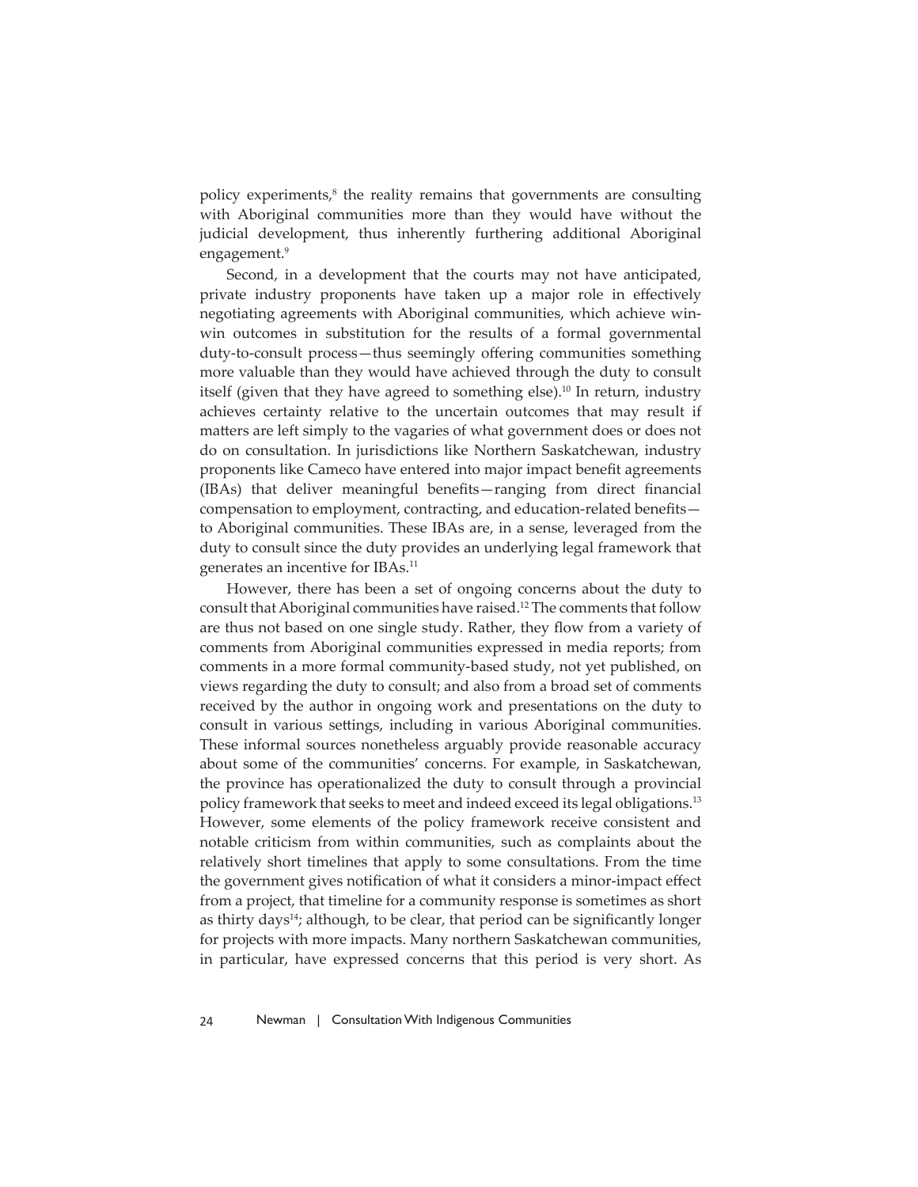policy experiments,[8] the reality remains that governments are consulting with Aboriginal communities more than they would have without the judicial development, thus inherently furthering additional Aboriginal engagement.[9]

Second, in a development that the courts may not have anticipated, private industry proponents have taken up a major role in effectively negotiating agreements with Aboriginal communities, which achieve win-win outcomes in substitution for the results of a formal governmental duty-to-consult process—thus seemingly offering communities something more valuable than they would have achieved through the duty to consult itself (given that they have agreed to something else).[10] In return, industry achieves certainty relative to the uncertain outcomes that may result if matters are left simply to the vagaries of what government does or does not do on consultation. In jurisdictions like Northern Saskatchewan, industry proponents like Cameco have entered into major impact benefit agreements (IBAs) that deliver meaningful benefits—ranging from direct financial compensation to employment, contracting, and education-related benefits—to Aboriginal communities. These IBAs are, in a sense, leveraged from the duty to consult since the duty provides an underlying legal framework that generates an incentive for IBAs.[11]

However, there has been a set of ongoing concerns about the duty to consult that Aboriginal communities have raised.[12] The comments that follow are thus not based on one single study. Rather, they flow from a variety of comments from Aboriginal communities expressed in media reports; from comments in a more formal community-based study, not yet published, on views regarding the duty to consult; and also from a broad set of comments received by the author in ongoing work and presentations on the duty to consult in various settings, including in various Aboriginal communities. These informal sources nonetheless arguably provide reasonable accuracy about some of the communities' concerns. For example, in Saskatchewan, the province has operationalized the duty to consult through a provincial policy framework that seeks to meet and indeed exceed its legal obligations.[13] However, some elements of the policy framework receive consistent and notable criticism from within communities, such as complaints about the relatively short timelines that apply to some consultations. From the time the government gives notification of what it considers a minor-impact effect from a project, that timeline for a community response is sometimes as short as thirty days[14]; although, to be clear, that period can be significantly longer for projects with more impacts. Many northern Saskatchewan communities, in particular, have expressed concerns that this period is very short. As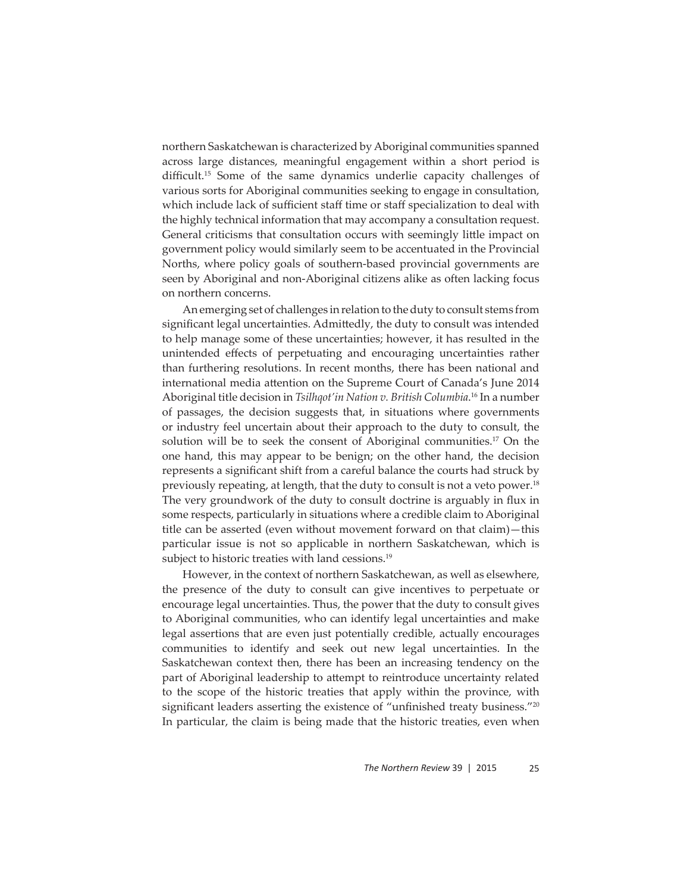northern Saskatchewan is characterized by Aboriginal communities spanned across large distances, meaningful engagement within a short period is difficult.[15] Some of the same dynamics underlie capacity challenges of various sorts for Aboriginal communities seeking to engage in consultation, which include lack of sufficient staff time or staff specialization to deal with the highly technical information that may accompany a consultation request. General criticisms that consultation occurs with seemingly little impact on government policy would similarly seem to be accentuated in the Provincial Norths, where policy goals of southern-based provincial governments are seen by Aboriginal and non-Aboriginal citizens alike as often lacking focus on northern concerns.

An emerging set of challenges in relation to the duty to consult stems from significant legal uncertainties. Admittedly, the duty to consult was intended to help manage some of these uncertainties; however, it has resulted in the unintended effects of perpetuating and encouraging uncertainties rather than furthering resolutions. In recent months, there has been national and international media attention on the Supreme Court of Canada's June 2014 Aboriginal title decision in *Tsilhqot'in Nation v. British Columbia*.[16] In a number of passages, the decision suggests that, in situations where governments or industry feel uncertain about their approach to the duty to consult, the solution will be to seek the consent of Aboriginal communities.[17] On the one hand, this may appear to be benign; on the other hand, the decision represents a significant shift from a careful balance the courts had struck by previously repeating, at length, that the duty to consult is not a veto power.[18] The very groundwork of the duty to consult doctrine is arguably in flux in some respects, particularly in situations where a credible claim to Aboriginal title can be asserted (even without movement forward on that claim)—this particular issue is not so applicable in northern Saskatchewan, which is subject to historic treaties with land cessions.[19]

However, in the context of northern Saskatchewan, as well as elsewhere, the presence of the duty to consult can give incentives to perpetuate or encourage legal uncertainties. Thus, the power that the duty to consult gives to Aboriginal communities, who can identify legal uncertainties and make legal assertions that are even just potentially credible, actually encourages communities to identify and seek out new legal uncertainties. In the Saskatchewan context then, there has been an increasing tendency on the part of Aboriginal leadership to attempt to reintroduce uncertainty related to the scope of the historic treaties that apply within the province, with significant leaders asserting the existence of "unfinished treaty business."[20] In particular, the claim is being made that the historic treaties, even when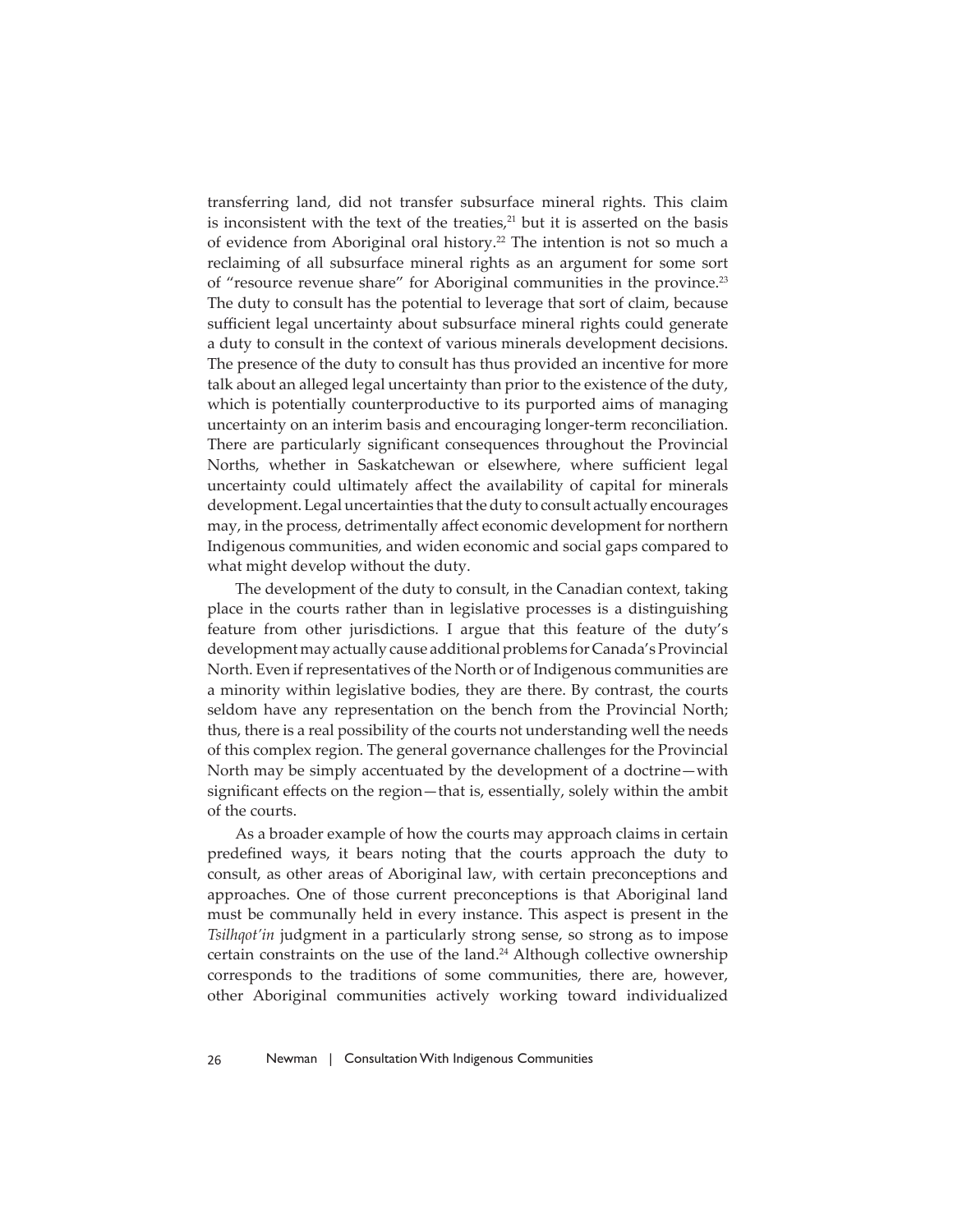transferring land, did not transfer subsurface mineral rights. This claim is inconsistent with the text of the treaties,[21] but it is asserted on the basis of evidence from Aboriginal oral history.[22] The intention is not so much a reclaiming of all subsurface mineral rights as an argument for some sort of "resource revenue share" for Aboriginal communities in the province.[23] The duty to consult has the potential to leverage that sort of claim, because sufficient legal uncertainty about subsurface mineral rights could generate a duty to consult in the context of various minerals development decisions. The presence of the duty to consult has thus provided an incentive for more talk about an alleged legal uncertainty than prior to the existence of the duty, which is potentially counterproductive to its purported aims of managing uncertainty on an interim basis and encouraging longer-term reconciliation. There are particularly significant consequences throughout the Provincial Norths, whether in Saskatchewan or elsewhere, where sufficient legal uncertainty could ultimately affect the availability of capital for minerals development. Legal uncertainties that the duty to consult actually encourages may, in the process, detrimentally affect economic development for northern Indigenous communities, and widen economic and social gaps compared to what might develop without the duty.

The development of the duty to consult, in the Canadian context, taking place in the courts rather than in legislative processes is a distinguishing feature from other jurisdictions. I argue that this feature of the duty's development may actually cause additional problems for Canada's Provincial North. Even if representatives of the North or of Indigenous communities are a minority within legislative bodies, they are there. By contrast, the courts seldom have any representation on the bench from the Provincial North; thus, there is a real possibility of the courts not understanding well the needs of this complex region. The general governance challenges for the Provincial North may be simply accentuated by the development of a doctrine—with significant effects on the region—that is, essentially, solely within the ambit of the courts.

As a broader example of how the courts may approach claims in certain predefined ways, it bears noting that the courts approach the duty to consult, as other areas of Aboriginal law, with certain preconceptions and approaches. One of those current preconceptions is that Aboriginal land must be communally held in every instance. This aspect is present in the *Tsilhqot'in* judgment in a particularly strong sense, so strong as to impose certain constraints on the use of the land.[24] Although collective ownership corresponds to the traditions of some communities, there are, however, other Aboriginal communities actively working toward individualized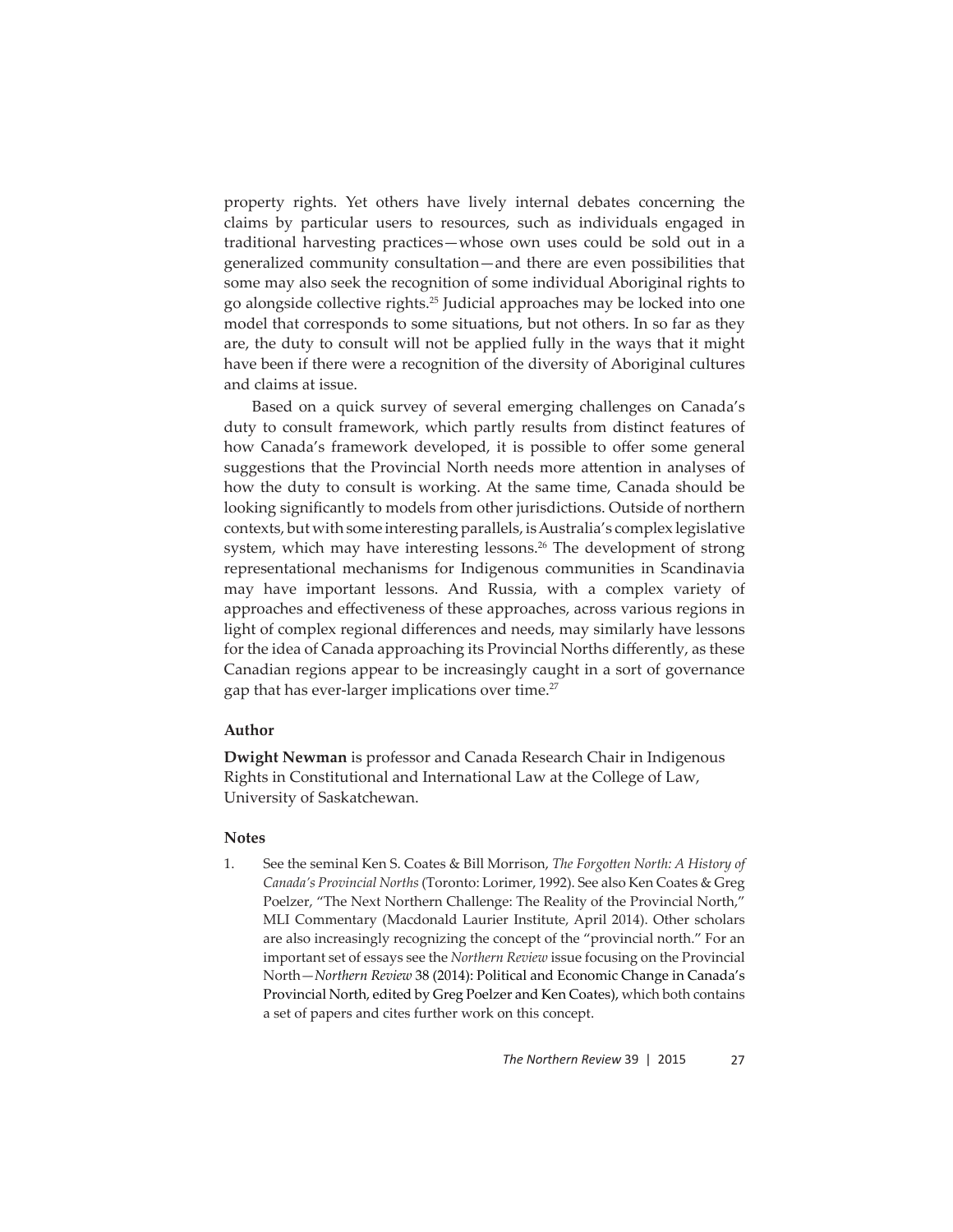property rights. Yet others have lively internal debates concerning the claims by particular users to resources, such as individuals engaged in traditional harvesting practices—whose own uses could be sold out in a generalized community consultation—and there are even possibilities that some may also seek the recognition of some individual Aboriginal rights to go alongside collective rights.[25] Judicial approaches may be locked into one model that corresponds to some situations, but not others. In so far as they are, the duty to consult will not be applied fully in the ways that it might have been if there were a recognition of the diversity of Aboriginal cultures and claims at issue.

Based on a quick survey of several emerging challenges on Canada's duty to consult framework, which partly results from distinct features of how Canada's framework developed, it is possible to offer some general suggestions that the Provincial North needs more attention in analyses of how the duty to consult is working. At the same time, Canada should be looking significantly to models from other jurisdictions. Outside of northern contexts, but with some interesting parallels, is Australia's complex legislative system, which may have interesting lessons.[26] The development of strong representational mechanisms for Indigenous communities in Scandinavia may have important lessons. And Russia, with a complex variety of approaches and effectiveness of these approaches, across various regions in light of complex regional differences and needs, may similarly have lessons for the idea of Canada approaching its Provincial Norths differently, as these Canadian regions appear to be increasingly caught in a sort of governance gap that has ever-larger implications over time.[27]

### Author

**Dwight Newman** is professor and Canada Research Chair in Indigenous Rights in Constitutional and International Law at the College of Law, University of Saskatchewan.

### Notes

1. See the seminal Ken S. Coates & Bill Morrison, *The Forgotten North: A History of Canada's Provincial Norths* (Toronto: Lorimer, 1992). See also Ken Coates & Greg Poelzer, "The Next Northern Challenge: The Reality of the Provincial North," MLI Commentary (Macdonald Laurier Institute, April 2014). Other scholars are also increasingly recognizing the concept of the "provincial north." For an important set of essays see the *Northern Review* issue focusing on the Provincial North—*Northern Review* 38 (2014): Political and Economic Change in Canada's Provincial North, edited by Greg Poelzer and Ken Coates), which both contains a set of papers and cites further work on this concept.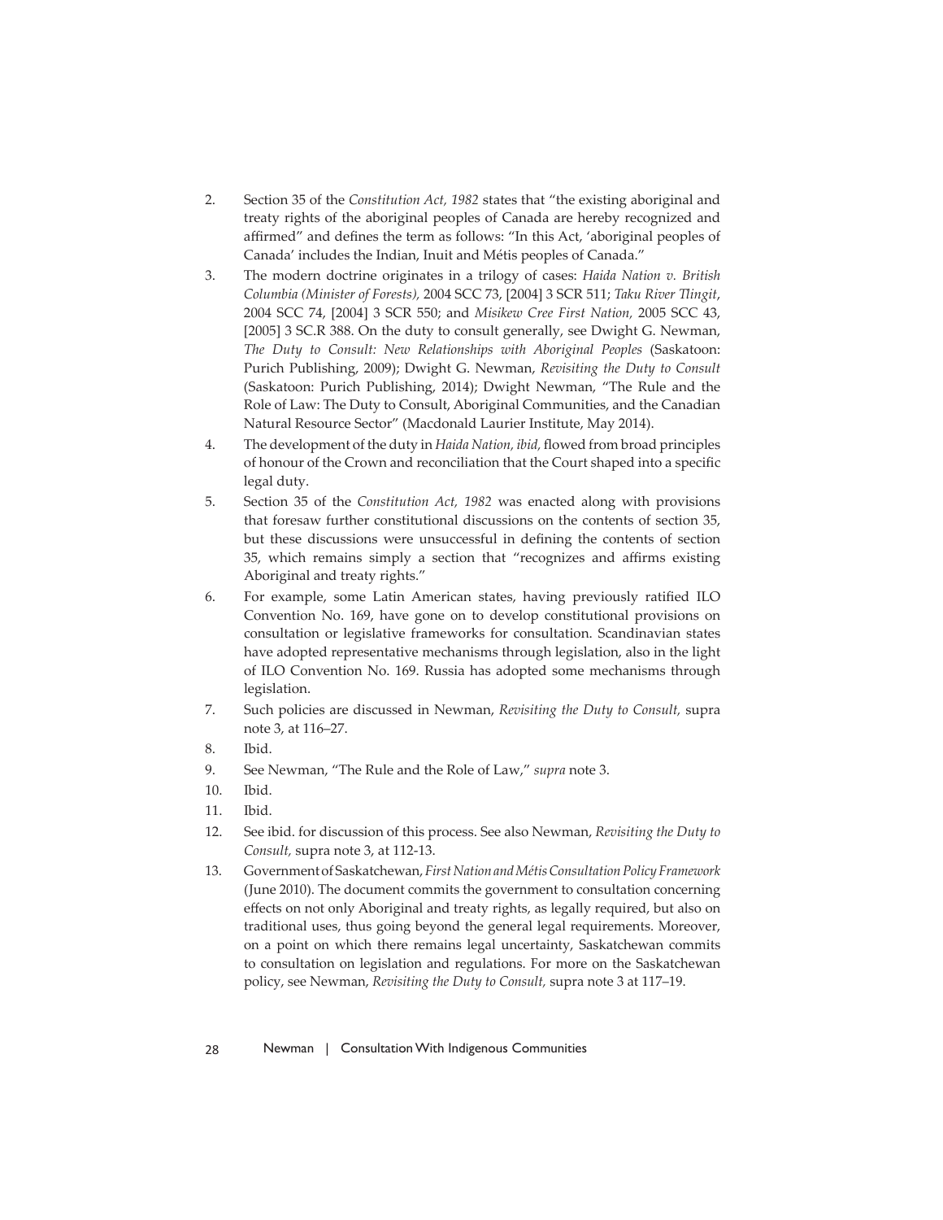2. Section 35 of the *Constitution Act, 1982* states that "the existing aboriginal and treaty rights of the aboriginal peoples of Canada are hereby recognized and affirmed" and defines the term as follows: "In this Act, 'aboriginal peoples of Canada' includes the Indian, Inuit and Métis peoples of Canada."
3. The modern doctrine originates in a trilogy of cases: *Haida Nation v. British Columbia (Minister of Forests),* 2004 SCC 73, [2004] 3 SCR 511; *Taku River Tlingit*, 2004 SCC 74, [2004] 3 SCR 550; and *Misikew Cree First Nation,* 2005 SCC 43, [2005] 3 SC.R 388. On the duty to consult generally, see Dwight G. Newman, *The Duty to Consult: New Relationships with Aboriginal Peoples* (Saskatoon: Purich Publishing, 2009); Dwight G. Newman, *Revisiting the Duty to Consult* (Saskatoon: Purich Publishing, 2014); Dwight Newman, "The Rule and the Role of Law: The Duty to Consult, Aboriginal Communities, and the Canadian Natural Resource Sector" (Macdonald Laurier Institute, May 2014).
4. The development of the duty in *Haida Nation, ibid,* flowed from broad principles of honour of the Crown and reconciliation that the Court shaped into a specific legal duty.
5. Section 35 of the *Constitution Act, 1982* was enacted along with provisions that foresaw further constitutional discussions on the contents of section 35, but these discussions were unsuccessful in defining the contents of section 35, which remains simply a section that "recognizes and affirms existing Aboriginal and treaty rights."
6. For example, some Latin American states, having previously ratified ILO Convention No. 169, have gone on to develop constitutional provisions on consultation or legislative frameworks for consultation. Scandinavian states have adopted representative mechanisms through legislation, also in the light of ILO Convention No. 169. Russia has adopted some mechanisms through legislation.
7. Such policies are discussed in Newman, *Revisiting the Duty to Consult,* supra note 3, at 116–27.
8. Ibid.
9. See Newman, "The Rule and the Role of Law," *supra* note 3.
10. Ibid.
11. Ibid.
12. See ibid. for discussion of this process. See also Newman, *Revisiting the Duty to Consult,* supra note 3, at 112-13.
13. Government of Saskatchewan, *First Nation and Métis Consultation Policy Framework* (June 2010). The document commits the government to consultation concerning effects on not only Aboriginal and treaty rights, as legally required, but also on traditional uses, thus going beyond the general legal requirements. Moreover, on a point on which there remains legal uncertainty, Saskatchewan commits to consultation on legislation and regulations. For more on the Saskatchewan policy, see Newman, *Revisiting the Duty to Consult,* supra note 3 at 117–19.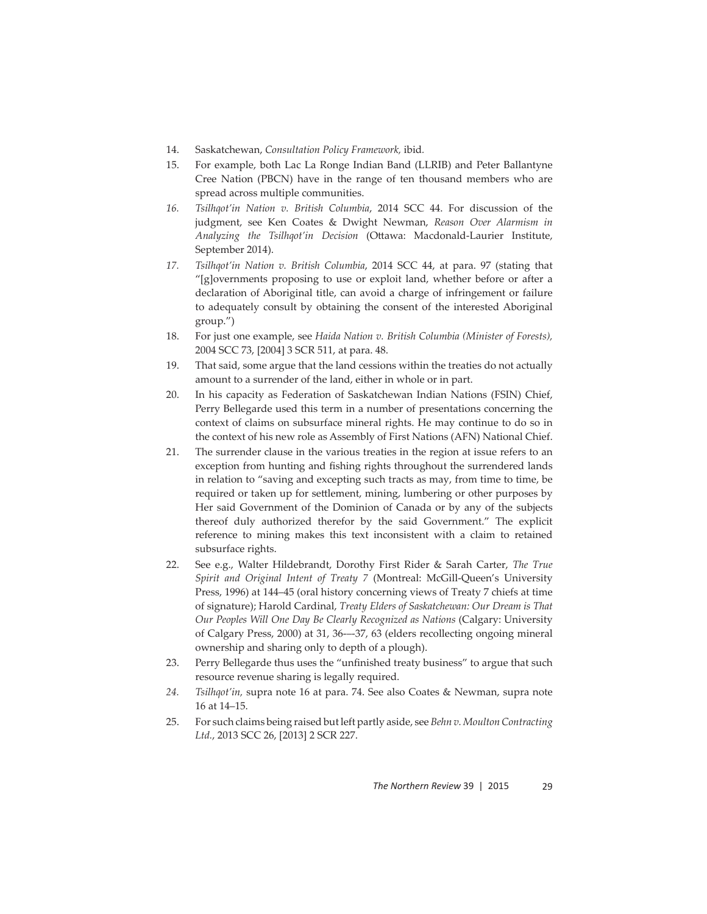14. Saskatchewan, *Consultation Policy Framework,* ibid.
15. For example, both Lac La Ronge Indian Band (LLRIB) and Peter Ballantyne Cree Nation (PBCN) have in the range of ten thousand members who are spread across multiple communities.
16. *Tsilhqot'in Nation v. British Columbia*, 2014 SCC 44. For discussion of the judgment, see Ken Coates & Dwight Newman, *Reason Over Alarmism in Analyzing the Tsilhqot'in Decision* (Ottawa: Macdonald-Laurier Institute, September 2014).
17. *Tsilhqot'in Nation v. British Columbia*, 2014 SCC 44, at para. 97 (stating that "[g]overnments proposing to use or exploit land, whether before or after a declaration of Aboriginal title, can avoid a charge of infringement or failure to adequately consult by obtaining the consent of the interested Aboriginal group.")
18. For just one example, see *Haida Nation v. British Columbia (Minister of Forests),* 2004 SCC 73, [2004] 3 SCR 511, at para. 48.
19. That said, some argue that the land cessions within the treaties do not actually amount to a surrender of the land, either in whole or in part.
20. In his capacity as Federation of Saskatchewan Indian Nations (FSIN) Chief, Perry Bellegarde used this term in a number of presentations concerning the context of claims on subsurface mineral rights. He may continue to do so in the context of his new role as Assembly of First Nations (AFN) National Chief.
21. The surrender clause in the various treaties in the region at issue refers to an exception from hunting and fishing rights throughout the surrendered lands in relation to "saving and excepting such tracts as may, from time to time, be required or taken up for settlement, mining, lumbering or other purposes by Her said Government of the Dominion of Canada or by any of the subjects thereof duly authorized therefor by the said Government." The explicit reference to mining makes this text inconsistent with a claim to retained subsurface rights.
22. See e.g., Walter Hildebrandt, Dorothy First Rider & Sarah Carter, *The True Spirit and Original Intent of Treaty 7* (Montreal: McGill-Queen's University Press, 1996) at 144–45 (oral history concerning views of Treaty 7 chiefs at time of signature); Harold Cardinal, *Treaty Elders of Saskatchewan: Our Dream is That Our Peoples Will One Day Be Clearly Recognized as Nations* (Calgary: University of Calgary Press, 2000) at 31, 36-–-37, 63 (elders recollecting ongoing mineral ownership and sharing only to depth of a plough).
23. Perry Bellegarde thus uses the "unfinished treaty business" to argue that such resource revenue sharing is legally required.
24. *Tsilhqot'in,* supra note 16 at para. 74. See also Coates & Newman, supra note 16 at 14–15.
25. For such claims being raised but left partly aside, see *Behn v. Moulton Contracting Ltd.*, 2013 SCC 26, [2013] 2 SCR 227.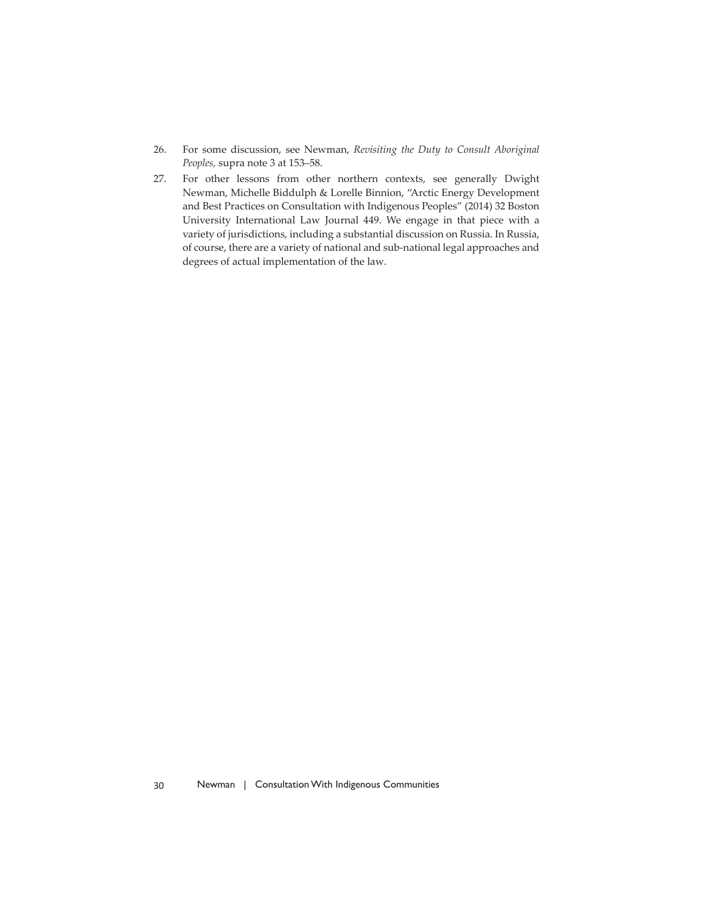26. For some discussion, see Newman, *Revisiting the Duty to Consult Aboriginal Peoples*, supra note 3 at 153–58.
27. For other lessons from other northern contexts, see generally Dwight Newman, Michelle Biddulph & Lorelle Binnion, "Arctic Energy Development and Best Practices on Consultation with Indigenous Peoples" (2014) 32 Boston University International Law Journal 449. We engage in that piece with a variety of jurisdictions, including a substantial discussion on Russia. In Russia, of course, there are a variety of national and sub-national legal approaches and degrees of actual implementation of the law.